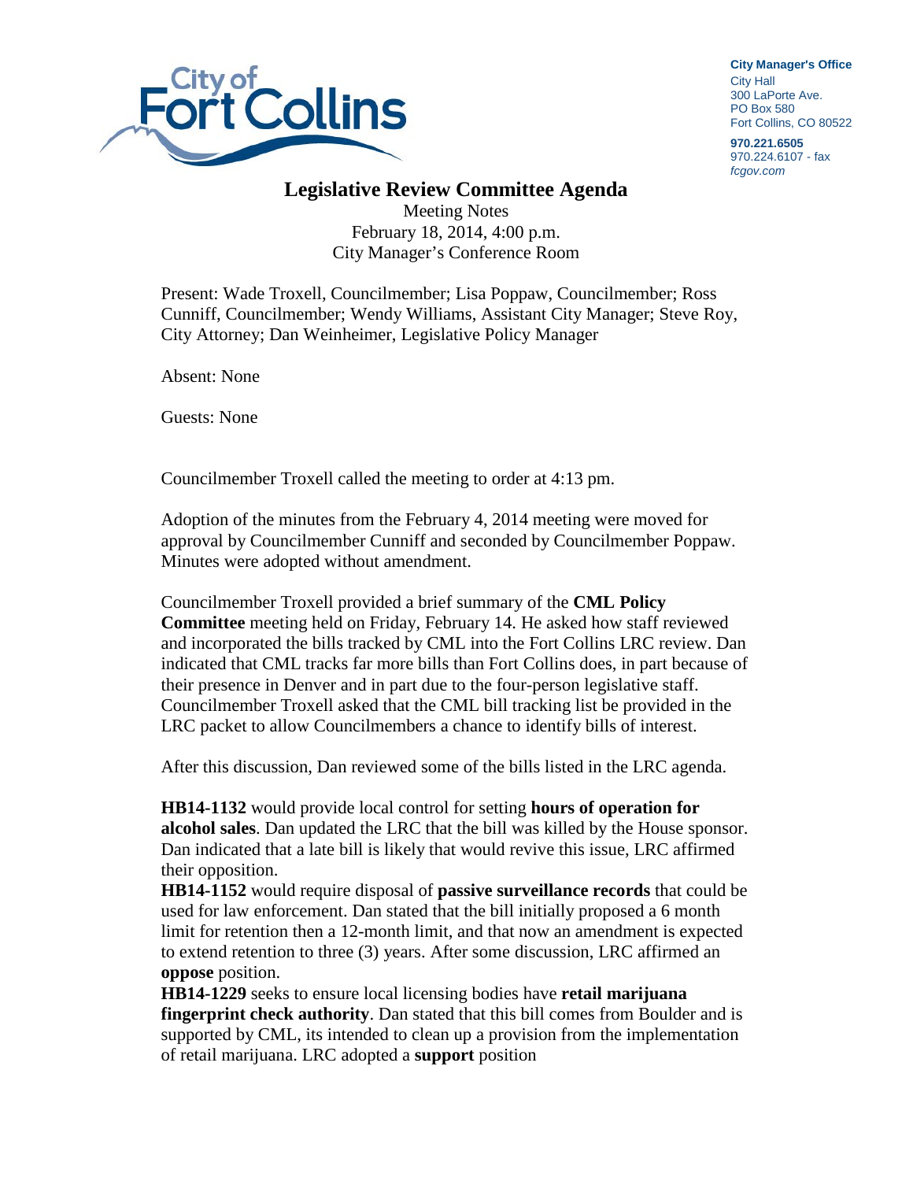City of Fort Collins

**City Manager's Office**
City Hall
300 LaPorte Ave.
PO Box 580
Fort Collins, CO 80522

**970.221.6505**
970.224.6107 - fax
*fcgov.com*

# Legislative Review Committee Agenda

Meeting Notes
February 18, 2014, 4:00 p.m.
City Manager's Conference Room

Present: Wade Troxell, Councilmember; Lisa Poppaw, Councilmember; Ross Cunniff, Councilmember; Wendy Williams, Assistant City Manager; Steve Roy, City Attorney; Dan Weinheimer, Legislative Policy Manager

Absent: None

Guests: None

Councilmember Troxell called the meeting to order at 4:13 pm.

Adoption of the minutes from the February 4, 2014 meeting were moved for approval by Councilmember Cunniff and seconded by Councilmember Poppaw. Minutes were adopted without amendment.

Councilmember Troxell provided a brief summary of the **CML Policy Committee** meeting held on Friday, February 14. He asked how staff reviewed and incorporated the bills tracked by CML into the Fort Collins LRC review. Dan indicated that CML tracks far more bills than Fort Collins does, in part because of their presence in Denver and in part due to the four-person legislative staff. Councilmember Troxell asked that the CML bill tracking list be provided in the LRC packet to allow Councilmembers a chance to identify bills of interest.

After this discussion, Dan reviewed some of the bills listed in the LRC agenda.

**HB14-1132** would provide local control for setting **hours of operation for alcohol sales**. Dan updated the LRC that the bill was killed by the House sponsor. Dan indicated that a late bill is likely that would revive this issue, LRC affirmed their opposition.

**HB14-1152** would require disposal of **passive surveillance records** that could be used for law enforcement. Dan stated that the bill initially proposed a 6 month limit for retention then a 12-month limit, and that now an amendment is expected to extend retention to three (3) years. After some discussion, LRC affirmed an **oppose** position.

**HB14-1229** seeks to ensure local licensing bodies have **retail marijuana fingerprint check authority**. Dan stated that this bill comes from Boulder and is supported by CML, its intended to clean up a provision from the implementation of retail marijuana. LRC adopted a **support** position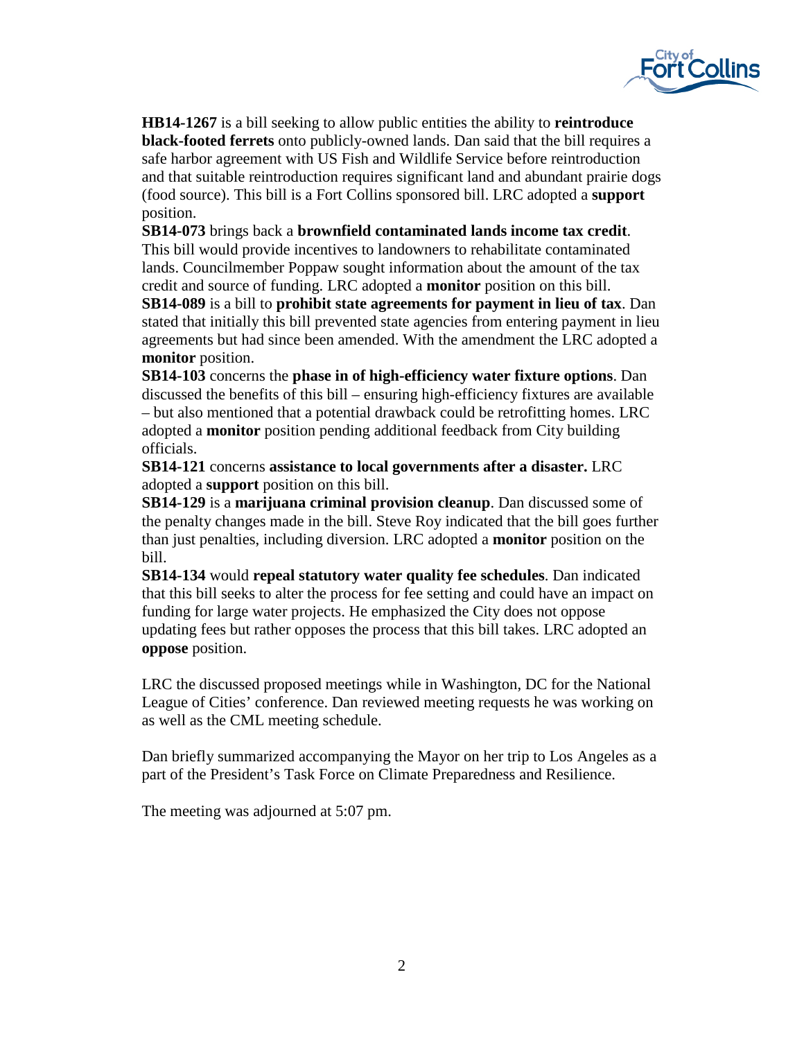**HB14-1267** is a bill seeking to allow public entities the ability to **reintroduce black-footed ferrets** onto publicly-owned lands. Dan said that the bill requires a safe harbor agreement with US Fish and Wildlife Service before reintroduction and that suitable reintroduction requires significant land and abundant prairie dogs (food source). This bill is a Fort Collins sponsored bill. LRC adopted a **support** position.

**SB14-073** brings back a **brownfield contaminated lands income tax credit**. This bill would provide incentives to landowners to rehabilitate contaminated lands. Councilmember Poppaw sought information about the amount of the tax credit and source of funding. LRC adopted a **monitor** position on this bill.

**SB14-089** is a bill to **prohibit state agreements for payment in lieu of tax**. Dan stated that initially this bill prevented state agencies from entering payment in lieu agreements but had since been amended. With the amendment the LRC adopted a **monitor** position.

**SB14-103** concerns the **phase in of high-efficiency water fixture options**. Dan discussed the benefits of this bill – ensuring high-efficiency fixtures are available – but also mentioned that a potential drawback could be retrofitting homes. LRC adopted a **monitor** position pending additional feedback from City building officials.

**SB14-121** concerns **assistance to local governments after a disaster.** LRC adopted a **support** position on this bill.

**SB14-129** is a **marijuana criminal provision cleanup**. Dan discussed some of the penalty changes made in the bill. Steve Roy indicated that the bill goes further than just penalties, including diversion. LRC adopted a **monitor** position on the bill.

**SB14-134** would **repeal statutory water quality fee schedules**. Dan indicated that this bill seeks to alter the process for fee setting and could have an impact on funding for large water projects. He emphasized the City does not oppose updating fees but rather opposes the process that this bill takes. LRC adopted an **oppose** position.

LRC the discussed proposed meetings while in Washington, DC for the National League of Cities' conference. Dan reviewed meeting requests he was working on as well as the CML meeting schedule.

Dan briefly summarized accompanying the Mayor on her trip to Los Angeles as a part of the President's Task Force on Climate Preparedness and Resilience.

The meeting was adjourned at 5:07 pm.